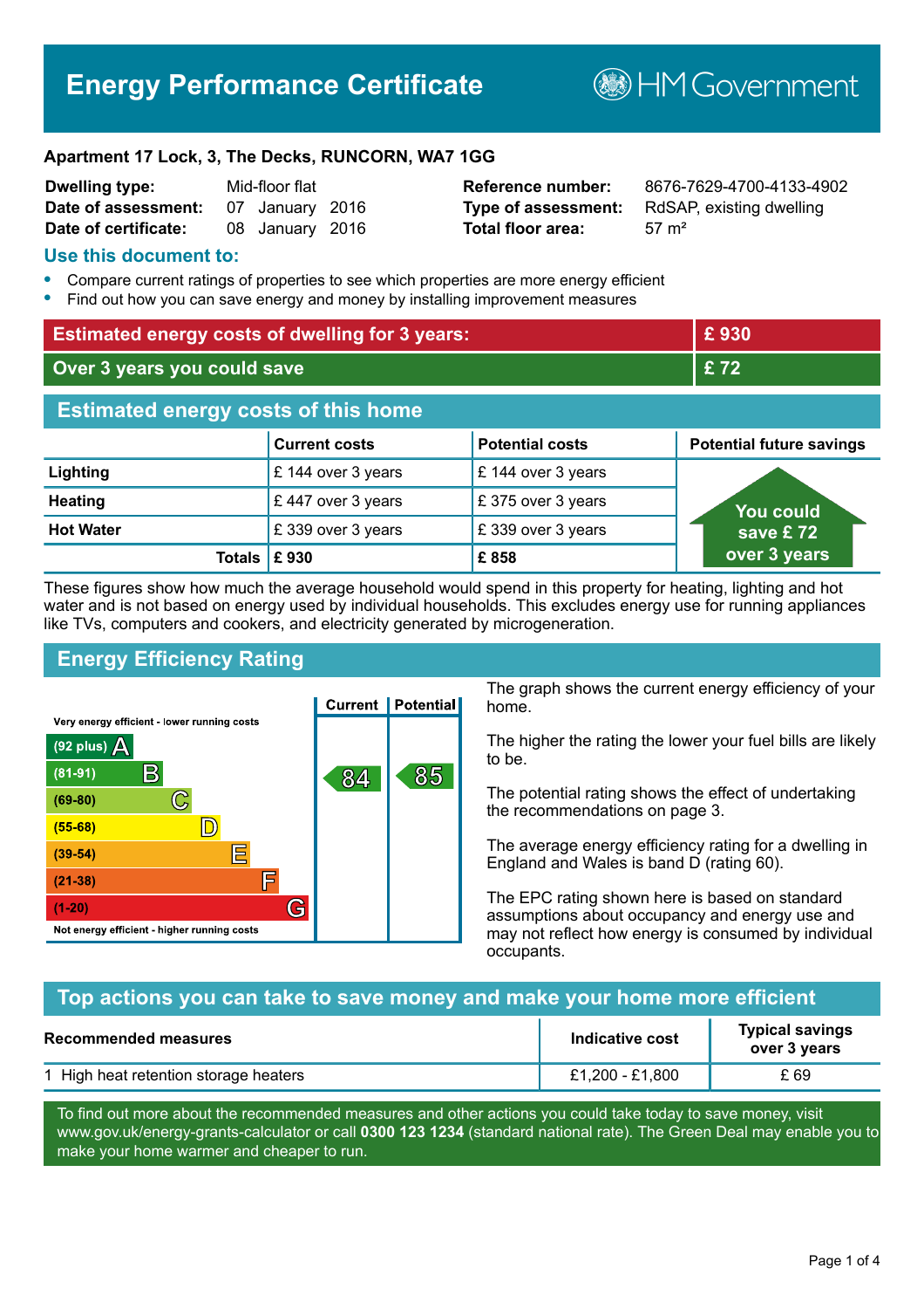# Energy Performance Certificate

HM Government

**Apartment 17 Lock, 3, The Decks, RUNCORN, WA7 1GG**

| | | | |
|---|---|---|---|
| **Dwelling type:** | Mid-floor flat | **Reference number:** | 8676-7629-4700-4133-4902 |
| **Date of assessment:** | 07 January 2016 | **Type of assessment:** | RdSAP, existing dwelling |
| **Date of certificate:** | 08 January 2016 | **Total floor area:** | 57 m² |

## Use this document to:

- Compare current ratings of properties to see which properties are more energy efficient
- Find out how you can save energy and money by installing improvement measures

| | |
|---|---|
| **Estimated energy costs of dwelling for 3 years:** | **£ 930** |
| **Over 3 years you could save** | **£ 72** |

## Estimated energy costs of this home

| | Current costs | Potential costs | Potential future savings |
|---|---|---|---|
| **Lighting** | £ 144 over 3 years | £ 144 over 3 years | You could save £ 72 over 3 years |
| **Heating** | £ 447 over 3 years | £ 375 over 3 years | |
| **Hot Water** | £ 339 over 3 years | £ 339 over 3 years | |
| **Totals** | **£ 930** | **£ 858** | |

These figures show how much the average household would spend in this property for heating, lighting and hot water and is not based on energy used by individual households. This excludes energy use for running appliances like TVs, computers and cookers, and electricity generated by microgeneration.

## Energy Efficiency Rating

| Rating band | Current | Potential |
|---|---|---|
| Very energy efficient - lower running costs | | |
| (92 plus) A | | |
| (81-91) B | 84 | 85 |
| (69-80) C | | |
| (55-68) D | | |
| (39-54) E | | |
| (21-38) F | | |
| (1-20) G | | |
| Not energy efficient - higher running costs | | |

The graph shows the current energy efficiency of your home.

The higher the rating the lower your fuel bills are likely to be.

The potential rating shows the effect of undertaking the recommendations on page 3.

The average energy efficiency rating for a dwelling in England and Wales is band D (rating 60).

The EPC rating shown here is based on standard assumptions about occupancy and energy use and may not reflect how energy is consumed by individual occupants.

## Top actions you can take to save money and make your home more efficient

| Recommended measures | Indicative cost | Typical savings over 3 years |
|---|---|---|
| 1 High heat retention storage heaters | £1,200 - £1,800 | £ 69 |

To find out more about the recommended measures and other actions you could take today to save money, visit www.gov.uk/energy-grants-calculator or call **0300 123 1234** (standard national rate). The Green Deal may enable you to make your home warmer and cheaper to run.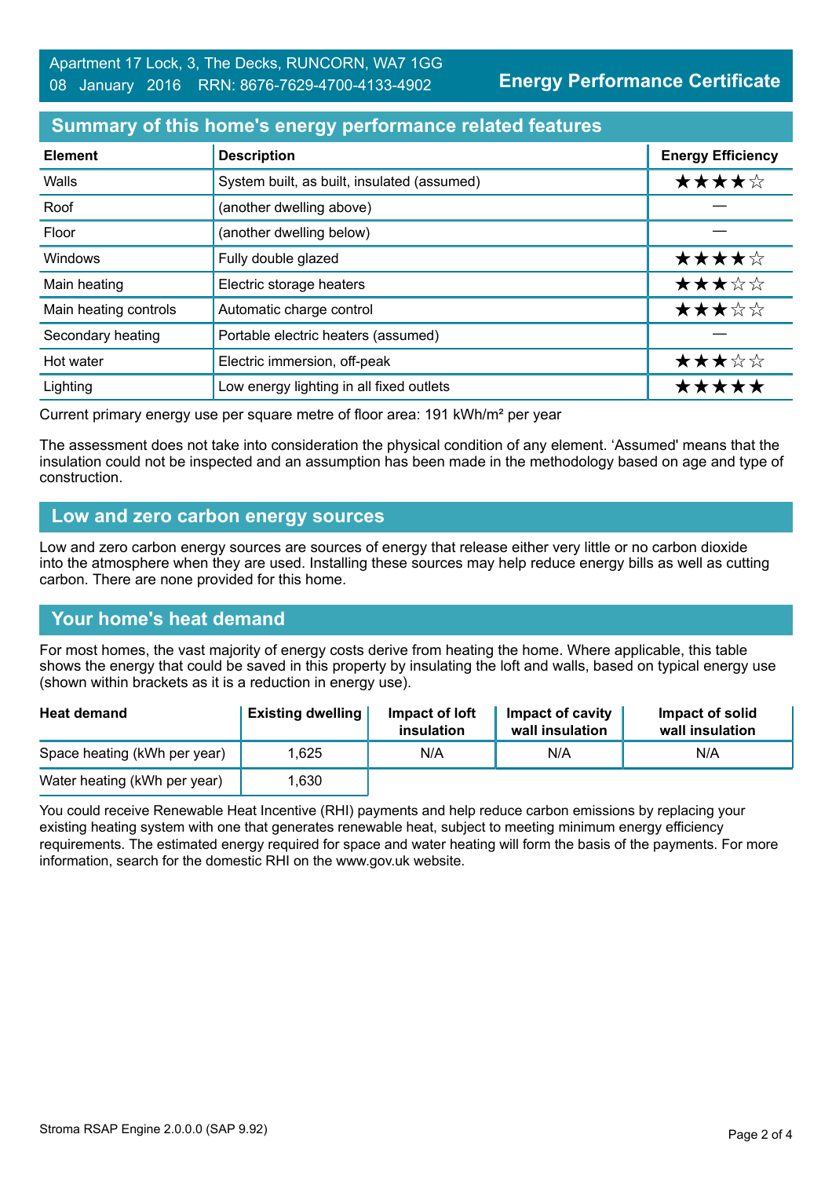Apartment 17 Lock, 3, The Decks, RUNCORN, WA7 1GG
08 January 2016 RRN: 8676-7629-4700-4133-4902

**Energy Performance Certificate**

## Summary of this home's energy performance related features

| Element | Description | Energy Efficiency |
|---|---|---|
| Walls | System built, as built, insulated (assumed) | ★★★★☆ |
| Roof | (another dwelling above) | — |
| Floor | (another dwelling below) | — |
| Windows | Fully double glazed | ★★★★☆ |
| Main heating | Electric storage heaters | ★★★☆☆ |
| Main heating controls | Automatic charge control | ★★★☆☆ |
| Secondary heating | Portable electric heaters (assumed) | — |
| Hot water | Electric immersion, off-peak | ★★★☆☆ |
| Lighting | Low energy lighting in all fixed outlets | ★★★★★ |

Current primary energy use per square metre of floor area: 191 kWh/m² per year

The assessment does not take into consideration the physical condition of any element. 'Assumed' means that the insulation could not be inspected and an assumption has been made in the methodology based on age and type of construction.

## Low and zero carbon energy sources

Low and zero carbon energy sources are sources of energy that release either very little or no carbon dioxide into the atmosphere when they are used. Installing these sources may help reduce energy bills as well as cutting carbon. There are none provided for this home.

## Your home's heat demand

For most homes, the vast majority of energy costs derive from heating the home. Where applicable, this table shows the energy that could be saved in this property by insulating the loft and walls, based on typical energy use (shown within brackets as it is a reduction in energy use).

| Heat demand | Existing dwelling | Impact of loft insulation | Impact of cavity wall insulation | Impact of solid wall insulation |
|---|---|---|---|---|
| Space heating (kWh per year) | 1,625 | N/A | N/A | N/A |
| Water heating (kWh per year) | 1,630 | | | |

You could receive Renewable Heat Incentive (RHI) payments and help reduce carbon emissions by replacing your existing heating system with one that generates renewable heat, subject to meeting minimum energy efficiency requirements. The estimated energy required for space and water heating will form the basis of the payments. For more information, search for the domestic RHI on the www.gov.uk website.

Stroma RSAP Engine 2.0.0.0 (SAP 9.92)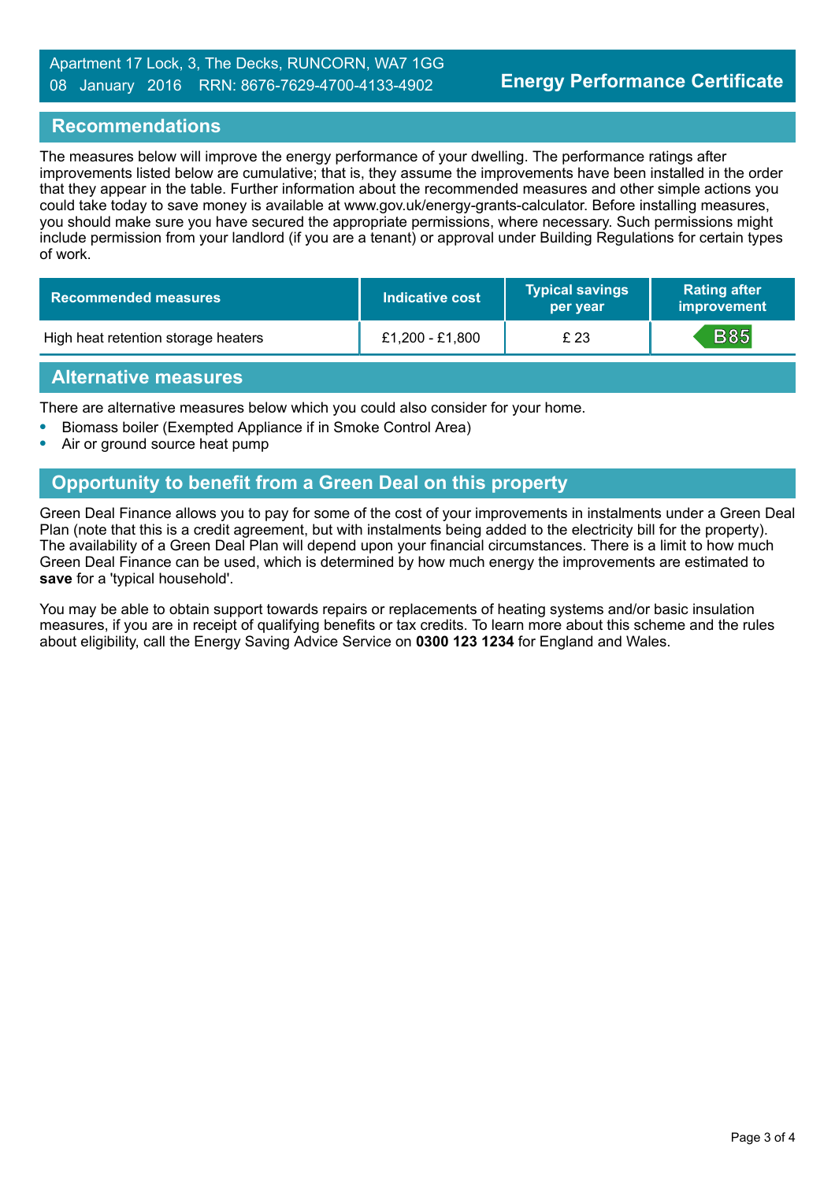Apartment 17 Lock, 3, The Decks, RUNCORN, WA7 1GG
08 January 2016 RRN: 8676-7629-4700-4133-4902

**Energy Performance Certificate**

## Recommendations

The measures below will improve the energy performance of your dwelling. The performance ratings after improvements listed below are cumulative; that is, they assume the improvements have been installed in the order that they appear in the table. Further information about the recommended measures and other simple actions you could take today to save money is available at www.gov.uk/energy-grants-calculator. Before installing measures, you should make sure you have secured the appropriate permissions, where necessary. Such permissions might include permission from your landlord (if you are a tenant) or approval under Building Regulations for certain types of work.

| Recommended measures | Indicative cost | Typical savings per year | Rating after improvement |
|---|---|---|---|
| High heat retention storage heaters | £1,200 - £1,800 | £ 23 | B85 |

## Alternative measures

There are alternative measures below which you could also consider for your home.

- Biomass boiler (Exempted Appliance if in Smoke Control Area)
- Air or ground source heat pump

## Opportunity to benefit from a Green Deal on this property

Green Deal Finance allows you to pay for some of the cost of your improvements in instalments under a Green Deal Plan (note that this is a credit agreement, but with instalments being added to the electricity bill for the property). The availability of a Green Deal Plan will depend upon your financial circumstances. There is a limit to how much Green Deal Finance can be used, which is determined by how much energy the improvements are estimated to **save** for a 'typical household'.

You may be able to obtain support towards repairs or replacements of heating systems and/or basic insulation measures, if you are in receipt of qualifying benefits or tax credits. To learn more about this scheme and the rules about eligibility, call the Energy Saving Advice Service on **0300 123 1234** for England and Wales.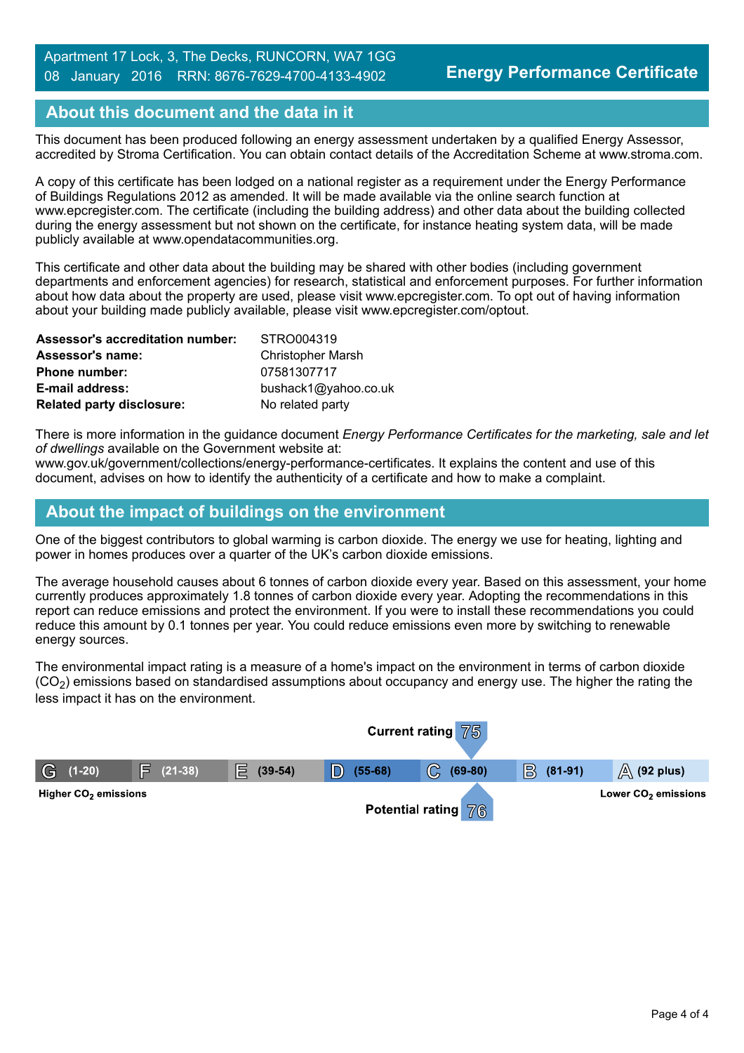Apartment 17 Lock, 3, The Decks, RUNCORN, WA7 1GG
08 January 2016 RRN: 8676-7629-4700-4133-4902

**Energy Performance Certificate**

## About this document and the data in it

This document has been produced following an energy assessment undertaken by a qualified Energy Assessor, accredited by Stroma Certification. You can obtain contact details of the Accreditation Scheme at www.stroma.com.

A copy of this certificate has been lodged on a national register as a requirement under the Energy Performance of Buildings Regulations 2012 as amended. It will be made available via the online search function at www.epcregister.com. The certificate (including the building address) and other data about the building collected during the energy assessment but not shown on the certificate, for instance heating system data, will be made publicly available at www.opendatacommunities.org.

This certificate and other data about the building may be shared with other bodies (including government departments and enforcement agencies) for research, statistical and enforcement purposes. For further information about how data about the property are used, please visit www.epcregister.com. To opt out of having information about your building made publicly available, please visit www.epcregister.com/optout.

| | |
|---|---|
| **Assessor's accreditation number:** | STRO004319 |
| **Assessor's name:** | Christopher Marsh |
| **Phone number:** | 07581307717 |
| **E-mail address:** | bushack1@yahoo.co.uk |
| **Related party disclosure:** | No related party |

There is more information in the guidance document *Energy Performance Certificates for the marketing, sale and let of dwellings* available on the Government website at: www.gov.uk/government/collections/energy-performance-certificates. It explains the content and use of this document, advises on how to identify the authenticity of a certificate and how to make a complaint.

## About the impact of buildings on the environment

One of the biggest contributors to global warming is carbon dioxide. The energy we use for heating, lighting and power in homes produces over a quarter of the UK's carbon dioxide emissions.

The average household causes about 6 tonnes of carbon dioxide every year. Based on this assessment, your home currently produces approximately 1.8 tonnes of carbon dioxide every year. Adopting the recommendations in this report can reduce emissions and protect the environment. If you were to install these recommendations you could reduce this amount by 0.1 tonnes per year. You could reduce emissions even more by switching to renewable energy sources.

The environmental impact rating is a measure of a home's impact on the environment in terms of carbon dioxide ($CO_2$) emissions based on standardised assumptions about occupancy and energy use. The higher the rating the less impact it has on the environment.

Current rating 75

G (1-20) F (21-38) E (39-54) D (55-68) C (69-80) B (81-91) A (92 plus)

Higher $CO_2$ emissions

Lower $CO_2$ emissions

Potential rating 76